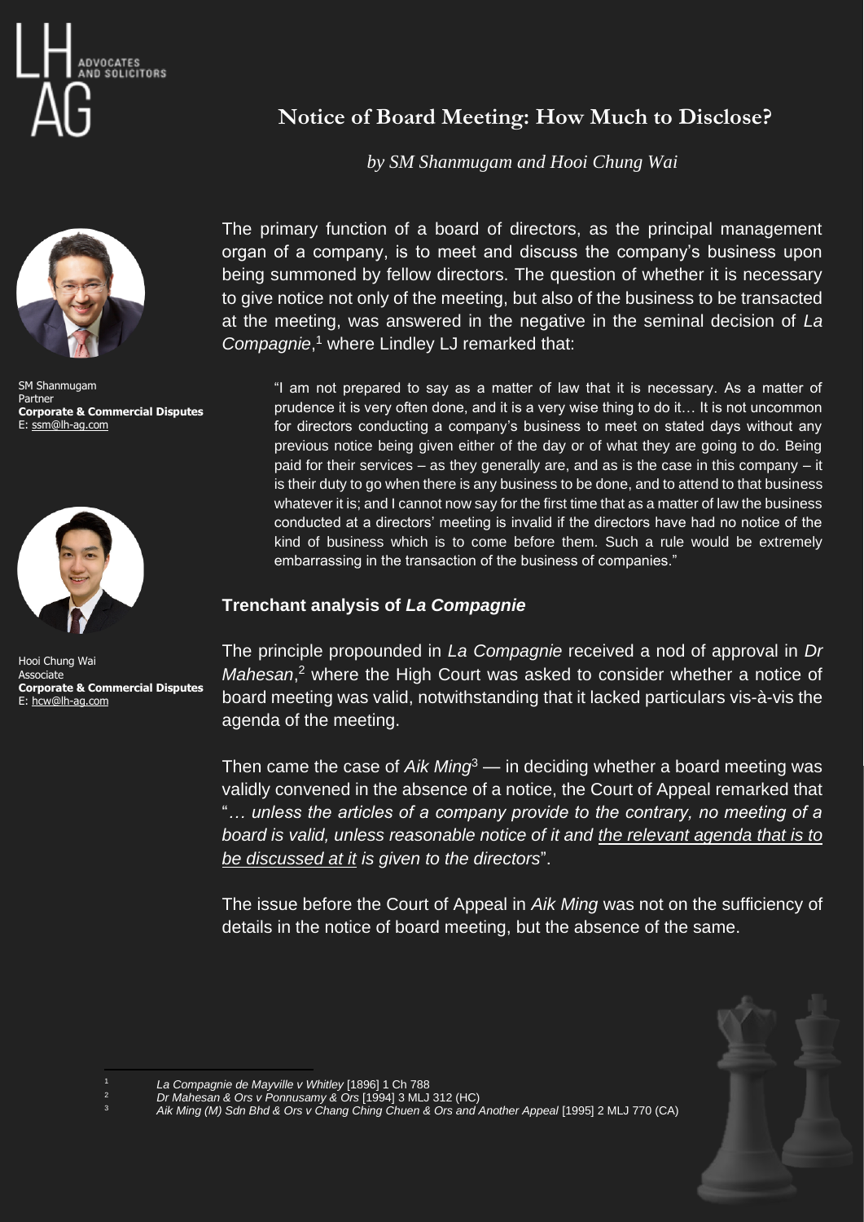# Notice of Board Meeting: How Much to Disclose?

*by SM Shanmugam and Hooi Chung Wai*

SM Shanmugam
Partner
**Corporate & Commercial Disputes**
E: ssm@lh-ag.com

Hooi Chung Wai
Associate
**Corporate & Commercial Disputes**
E: hcw@lh-ag.com

The primary function of a board of directors, as the principal management organ of a company, is to meet and discuss the company's business upon being summoned by fellow directors. The question of whether it is necessary to give notice not only of the meeting, but also of the business to be transacted at the meeting, was answered in the negative in the seminal decision of *La Compagnie*,[1] where Lindley LJ remarked that:

> "I am not prepared to say as a matter of law that it is necessary. As a matter of prudence it is very often done, and it is a very wise thing to do it… It is not uncommon for directors conducting a company's business to meet on stated days without any previous notice being given either of the day or of what they are going to do. Being paid for their services – as they generally are, and as is the case in this company – it is their duty to go when there is any business to be done, and to attend to that business whatever it is; and I cannot now say for the first time that as a matter of law the business conducted at a directors' meeting is invalid if the directors have had no notice of the kind of business which is to come before them. Such a rule would be extremely embarrassing in the transaction of the business of companies."

### Trenchant analysis of *La Compagnie*

The principle propounded in *La Compagnie* received a nod of approval in *Dr Mahesan*,[2] where the High Court was asked to consider whether a notice of board meeting was valid, notwithstanding that it lacked particulars vis-à-vis the agenda of the meeting.

Then came the case of *Aik Ming*[3] — in deciding whether a board meeting was validly convened in the absence of a notice, the Court of Appeal remarked that "*… unless the articles of a company provide to the contrary, no meeting of a board is valid, unless reasonable notice of it and <u>the relevant agenda that is to be discussed at it</u> is given to the directors*".

The issue before the Court of Appeal in *Aik Ming* was not on the sufficiency of details in the notice of board meeting, but the absence of the same.

---

[1] *La Compagnie de Mayville v Whitley* [1896] 1 Ch 788

[2] *Dr Mahesan & Ors v Ponnusamy & Ors* [1994] 3 MLJ 312 (HC)

[3] *Aik Ming (M) Sdn Bhd & Ors v Chang Ching Chuen & Ors and Another Appeal* [1995] 2 MLJ 770 (CA)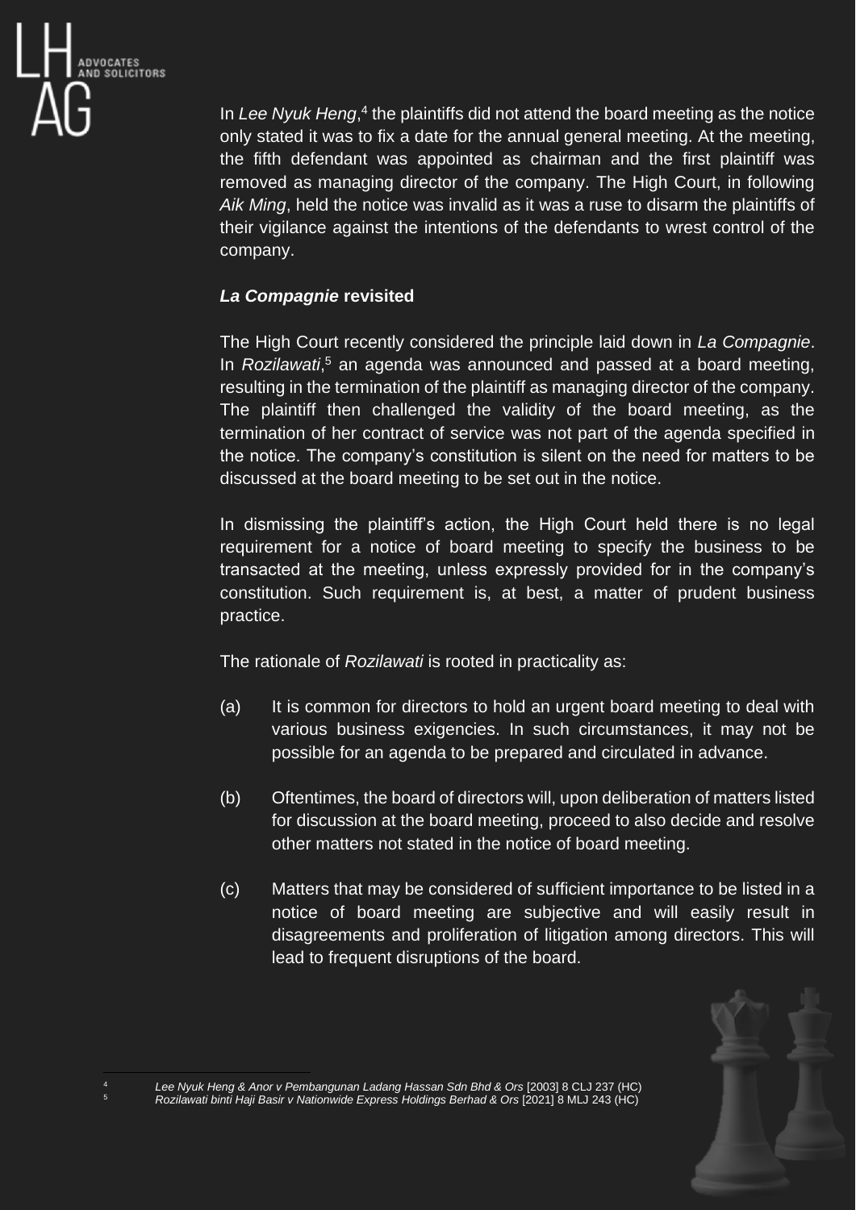In *Lee Nyuk Heng*,[4] the plaintiffs did not attend the board meeting as the notice only stated it was to fix a date for the annual general meeting. At the meeting, the fifth defendant was appointed as chairman and the first plaintiff was removed as managing director of the company. The High Court, in following *Aik Ming*, held the notice was invalid as it was a ruse to disarm the plaintiffs of their vigilance against the intentions of the defendants to wrest control of the company.

### ***La Compagnie* revisited**

The High Court recently considered the principle laid down in *La Compagnie*. In *Rozilawati*,[5] an agenda was announced and passed at a board meeting, resulting in the termination of the plaintiff as managing director of the company. The plaintiff then challenged the validity of the board meeting, as the termination of her contract of service was not part of the agenda specified in the notice. The company's constitution is silent on the need for matters to be discussed at the board meeting to be set out in the notice.

In dismissing the plaintiff's action, the High Court held there is no legal requirement for a notice of board meeting to specify the business to be transacted at the meeting, unless expressly provided for in the company's constitution. Such requirement is, at best, a matter of prudent business practice.

The rationale of *Rozilawati* is rooted in practicality as:

(a) It is common for directors to hold an urgent board meeting to deal with various business exigencies. In such circumstances, it may not be possible for an agenda to be prepared and circulated in advance.

(b) Oftentimes, the board of directors will, upon deliberation of matters listed for discussion at the board meeting, proceed to also decide and resolve other matters not stated in the notice of board meeting.

(c) Matters that may be considered of sufficient importance to be listed in a notice of board meeting are subjective and will easily result in disagreements and proliferation of litigation among directors. This will lead to frequent disruptions of the board.

---

[4] *Lee Nyuk Heng & Anor v Pembangunan Ladang Hassan Sdn Bhd & Ors* [2003] 8 CLJ 237 (HC)

[5] *Rozilawati binti Haji Basir v Nationwide Express Holdings Berhad & Ors* [2021] 8 MLJ 243 (HC)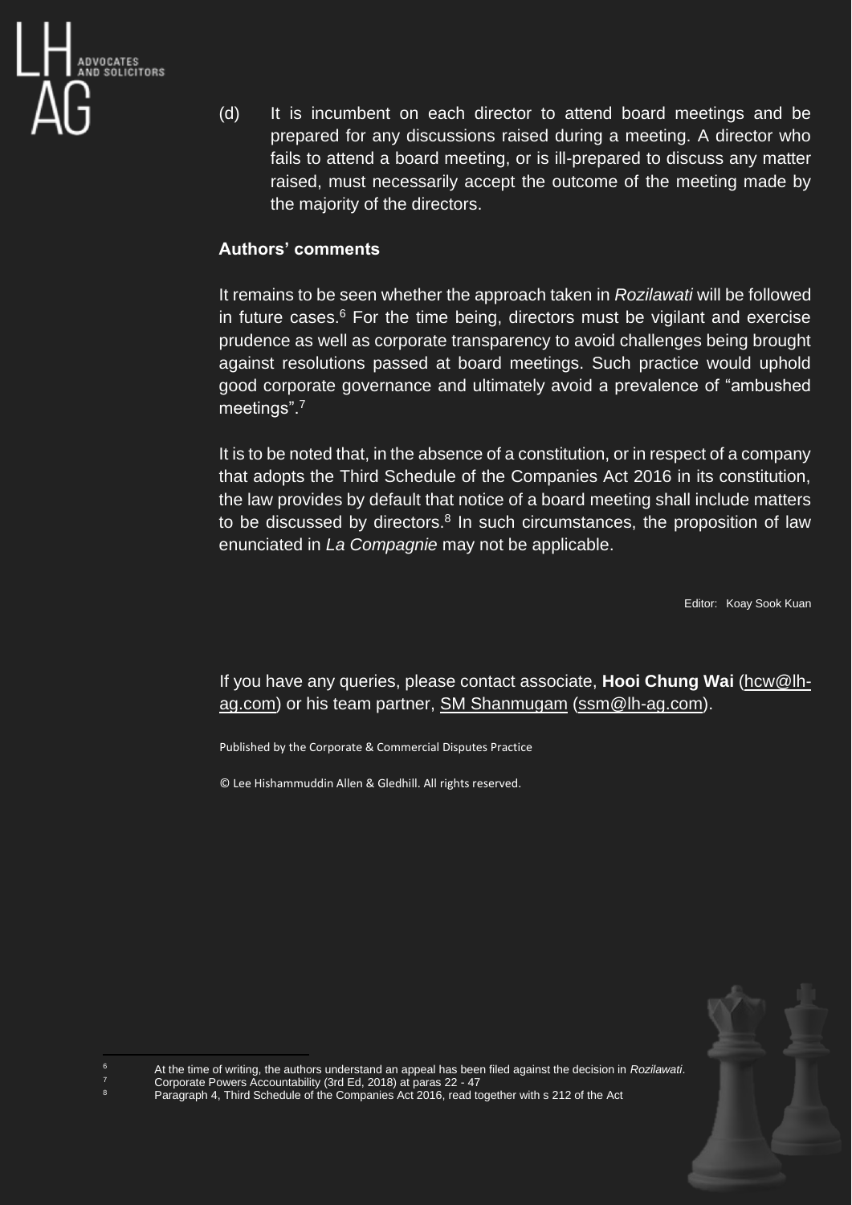(d) It is incumbent on each director to attend board meetings and be prepared for any discussions raised during a meeting. A director who fails to attend a board meeting, or is ill-prepared to discuss any matter raised, must necessarily accept the outcome of the meeting made by the majority of the directors.

**Authors' comments**

It remains to be seen whether the approach taken in *Rozilawati* will be followed in future cases.[6] For the time being, directors must be vigilant and exercise prudence as well as corporate transparency to avoid challenges being brought against resolutions passed at board meetings. Such practice would uphold good corporate governance and ultimately avoid a prevalence of "ambushed meetings".[7]

It is to be noted that, in the absence of a constitution, or in respect of a company that adopts the Third Schedule of the Companies Act 2016 in its constitution, the law provides by default that notice of a board meeting shall include matters to be discussed by directors.[8] In such circumstances, the proposition of law enunciated in *La Compagnie* may not be applicable.

Editor: Koay Sook Kuan

If you have any queries, please contact associate, **Hooi Chung Wai** (hcw@lh-ag.com) or his team partner, SM Shanmugam (ssm@lh-ag.com).

Published by the Corporate & Commercial Disputes Practice

© Lee Hishammuddin Allen & Gledhill. All rights reserved.

---

[6] At the time of writing, the authors understand an appeal has been filed against the decision in *Rozilawati*.

[7] Corporate Powers Accountability (3rd Ed, 2018) at paras 22 - 47

[8] Paragraph 4, Third Schedule of the Companies Act 2016, read together with s 212 of the Act